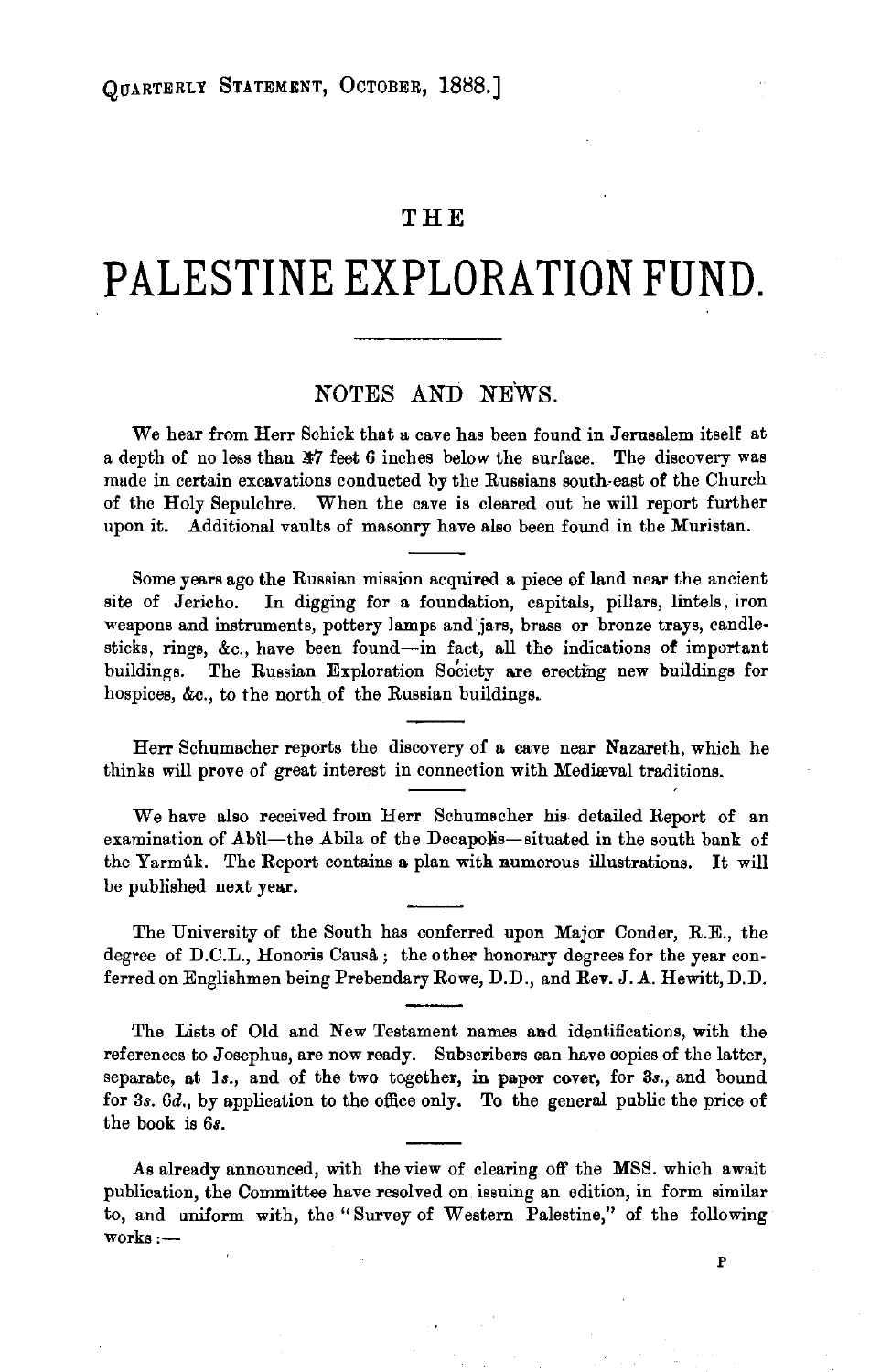# THE

# PALESTINE EXPLORATION FUND.

## NOTES AND NEWS.

We hear from Herr Schick that a cave has been found in Jerusalem itself at a depth of no less than 47 feet 6 inches below the surface. The discovery was made in certain excavations conducted by the Russians south-east of the Church of the Holy Sepulchre. When the cave is cleared out he will report further upon it. Additional vaults of masonry have also been found in the Muristan.

Some years ago the Russian mission acquired a piece of land near the ancient site of Jericho. In digging for a foundation, capitals, pillars, lintels, iron weapons and instruments, pottery lamps and jars, brass or bronze trays, candlesticks, rings, &c., have been found—in fact, all the indications of important buildings. The Russian Exploration Society are erecting new buildings for hospices, &c., to the north of the Russian buildings.

Herr Schumacher reports the discovery of a cave near Nazareth, which he thinks will prove of great interest in connection with Mediæval traditions.

We have also received from Herr Schumacher his detailed Report of an examination of Abîl—the Abila of the Decapolis—situated in the south bank of the Yarmûk. The Report contains a plan with numerous illustrations. It will be published next year.

The University of the South has conferred upon Major Conder, R.E., the degree of D.C.L., Honoris Causâ; the other honorary degrees for the year conferred on Englishmen being Prebendary Rowe, D.D., and Rev. J. A. Hewitt, D.D.

The Lists of Old and New Testament names and identifications, with the references to Josephus, are now ready. Subscribers can have copies of the latter, separate, at 1*s.*, and of the two together, in paper cover, for 3*s.*, and bound for 3*s.* 6*d.*, by application to the office only. To the general public the price of the book is 6*s.*

As already announced, with the view of clearing off the MSS. which await publication, the Committee have resolved on issuing an edition, in form similar to, and uniform with, the "Survey of Western Palestine," of the following works:—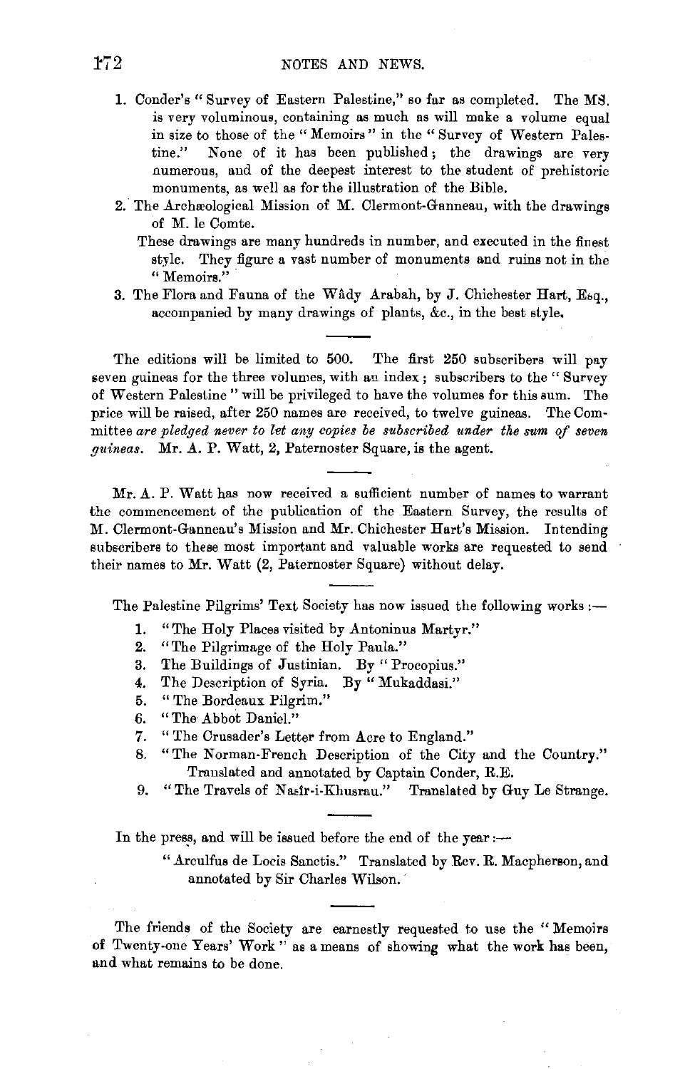1. Conder's "Survey of Eastern Palestine," so far as completed. The MS. is very voluminous, containing as much as will make a volume equal in size to those of the "Memoirs" in the "Survey of Western Palestine." None of it has been published; the drawings are very numerous, and of the deepest interest to the student of prehistoric monuments, as well as for the illustration of the Bible.
2. The Archæological Mission of M. Clermont-Ganneau, with the drawings of M. le Comte.

   These drawings are many hundreds in number, and executed in the finest style. They figure a vast number of monuments and ruins not in the "Memoirs."
3. The Flora and Fauna of the Wâdy Arabah, by J. Chichester Hart, Esq., accompanied by many drawings of plants, &c., in the best style.

---

The editions will be limited to 500. The first 250 subscribers will pay seven guineas for the three volumes, with an index; subscribers to the "Survey of Western Palestine" will be privileged to have the volumes for this sum. The price will be raised, after 250 names are received, to twelve guineas. The Committee *are pledged never to let any copies be subscribed under the sum of seven guineas.* Mr. A. P. Watt, 2, Paternoster Square, is the agent.

---

Mr. A. P. Watt has now received a sufficient number of names to warrant the commencement of the publication of the Eastern Survey, the results of M. Clermont-Ganneau's Mission and Mr. Chichester Hart's Mission. Intending subscribers to these most important and valuable works are requested to send their names to Mr. Watt (2, Paternoster Square) without delay.

---

The Palestine Pilgrims' Text Society has now issued the following works:—

1. "The Holy Places visited by Antoninus Martyr."
2. "The Pilgrimage of the Holy Paula."
3. The Buildings of Justinian. By "Procopius."
4. The Description of Syria. By "Mukaddasi."
5. "The Bordeaux Pilgrim."
6. "The Abbot Daniel."
7. "The Crusader's Letter from Acre to England."
8. "The Norman-French Description of the City and the Country." Translated and annotated by Captain Conder, R.E.
9. "The Travels of Nasîr-i-Khusrau." Translated by Guy Le Strange.

---

In the press, and will be issued before the end of the year:—

"Arculfus de Locis Sanctis." Translated by Rev. R. Macpherson, and annotated by Sir Charles Wilson.

---

The friends of the Society are earnestly requested to use the "Memoirs of Twenty-one Years' Work" as a means of showing what the work has been, and what remains to be done.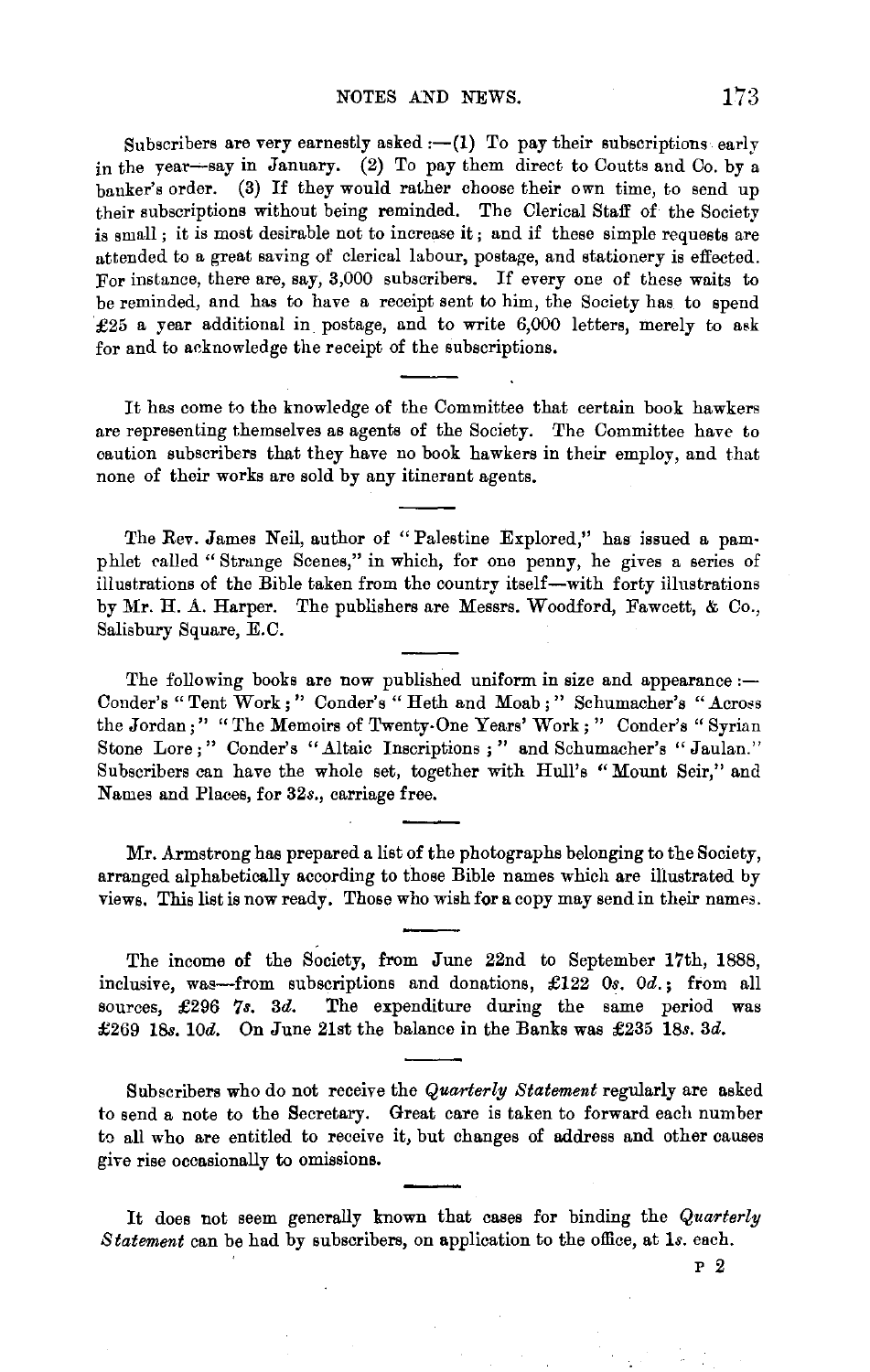Subscribers are very earnestly asked :—(1) To pay their subscriptions early in the year—say in January. (2) To pay them direct to Coutts and Co. by a banker's order. (3) If they would rather choose their own time, to send up their subscriptions without being reminded. The Clerical Staff of the Society is small; it is most desirable not to increase it; and if these simple requests are attended to a great saving of clerical labour, postage, and stationery is effected. For instance, there are, say, 3,000 subscribers. If every one of these waits to be reminded, and has to have a receipt sent to him, the Society has to spend £25 a year additional in postage, and to write 6,000 letters, merely to ask for and to acknowledge the receipt of the subscriptions.

---

It has come to the knowledge of the Committee that certain book hawkers are representing themselves as agents of the Society. The Committee have to caution subscribers that they have no book hawkers in their employ, and that none of their works are sold by any itinerant agents.

---

The Rev. James Neil, author of "Palestine Explored," has issued a pamphlet called "Strange Scenes," in which, for one penny, he gives a series of illustrations of the Bible taken from the country itself—with forty illustrations by Mr. H. A. Harper. The publishers are Messrs. Woodford, Fawcett, & Co., Salisbury Square, E.C.

---

The following books are now published uniform in size and appearance :— Conder's "Tent Work;" Conder's "Heth and Moab;" Schumacher's "Across the Jordan;" "The Memoirs of Twenty-One Years' Work;" Conder's "Syrian Stone Lore;" Conder's "Altaic Inscriptions;" and Schumacher's "Jaulan." Subscribers can have the whole set, together with Hull's "Mount Seir," and Names and Places, for 32*s.*, carriage free.

---

Mr. Armstrong has prepared a list of the photographs belonging to the Society, arranged alphabetically according to those Bible names which are illustrated by views. This list is now ready. Those who wish for a copy may send in their names.

---

The income of the Society, from June 22nd to September 17th, 1888, inclusive, was—from subscriptions and donations, £122 0*s.* 0*d.*; from all sources, £296 7*s.* 3*d.* The expenditure during the same period was £269 18*s.* 10*d.* On June 21st the balance in the Banks was £235 18*s.* 3*d.*

---

Subscribers who do not receive the *Quarterly Statement* regularly are asked to send a note to the Secretary. Great care is taken to forward each number to all who are entitled to receive it, but changes of address and other causes give rise occasionally to omissions.

---

It does not seem generally known that cases for binding the *Quarterly Statement* can be had by subscribers, on application to the office, at 1*s.* each.

P 2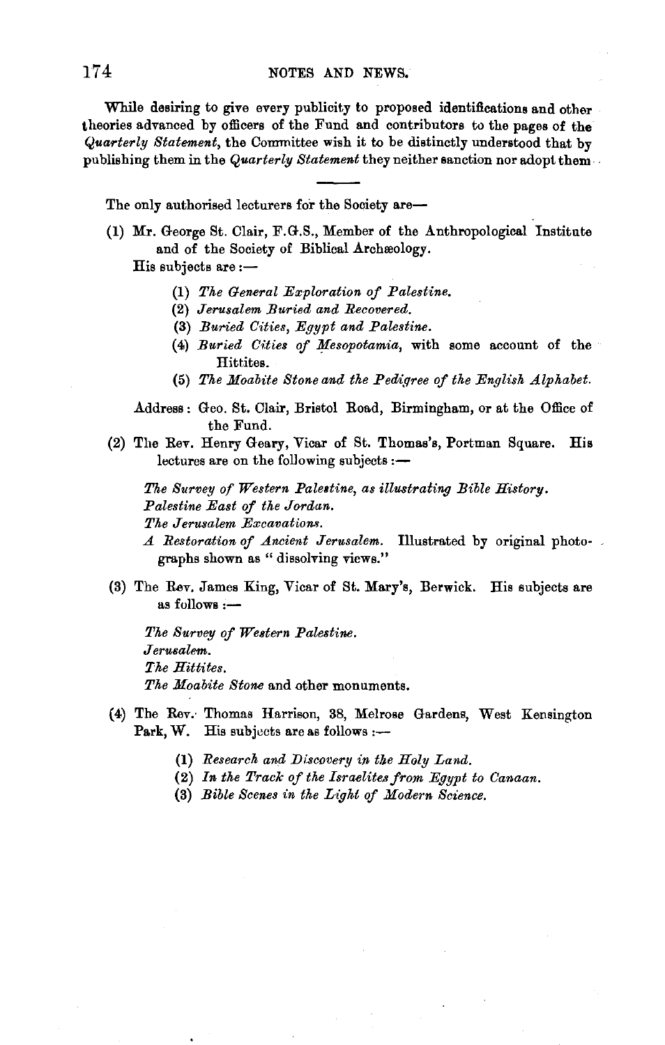While desiring to give every publicity to proposed identifications and other theories advanced by officers of the Fund and contributors to the pages of the *Quarterly Statement*, the Committee wish it to be distinctly understood that by publishing them in the *Quarterly Statement* they neither sanction nor adopt them.

---

The only authorised lecturers for the Society are—

(1) Mr. George St. Clair, F.G.S., Member of the Anthropological Institute and of the Society of Biblical Archæology.

His subjects are :—

- (1) *The General Exploration of Palestine.*
- (2) *Jerusalem Buried and Recovered.*
- (3) *Buried Cities, Egypt and Palestine.*
- (4) *Buried Cities of Mesopotamia,* with some account of the Hittites.
- (5) *The Moabite Stone and the Pedigree of the English Alphabet.*

Address : Geo. St. Clair, Bristol Road, Birmingham, or at the Office of the Fund.

(2) The Rev. Henry Geary, Vicar of St. Thomas's, Portman Square. His lectures are on the following subjects :—

*The Survey of Western Palestine, as illustrating Bible History.*
*Palestine East of the Jordan.*
*The Jerusalem Excavations.*
*A Restoration of Ancient Jerusalem.* Illustrated by original photographs shown as "dissolving views."

(3) The Rev. James King, Vicar of St. Mary's, Berwick. His subjects are as follows :—

*The Survey of Western Palestine.*
*Jerusalem.*
*The Hittites.*
*The Moabite Stone* and other monuments.

(4) The Rev. Thomas Harrison, 38, Melrose Gardens, West Kensington Park, W. His subjects are as follows :—

- (1) *Research and Discovery in the Holy Land.*
- (2) *In the Track of the Israelites from Egypt to Canaan.*
- (3) *Bible Scenes in the Light of Modern Science.*